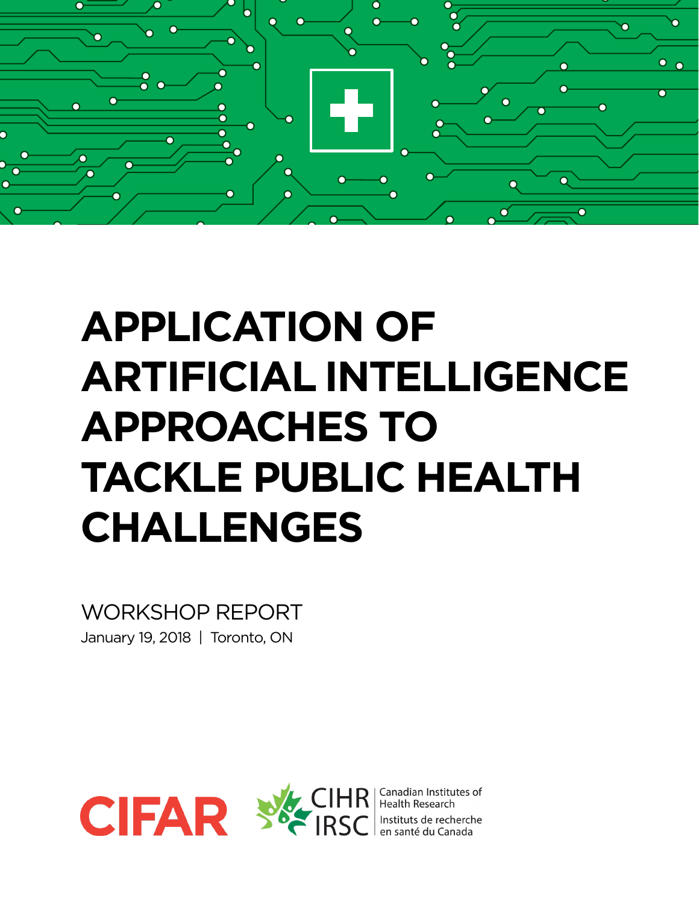# APPLICATION OF ARTIFICIAL INTELLIGENCE APPROACHES TO TACKLE PUBLIC HEALTH CHALLENGES

WORKSHOP REPORT

January 19, 2018 | Toronto, ON

CIFAR

CIHR Canadian Institutes of Health Research
IRSC Instituts de recherche en santé du Canada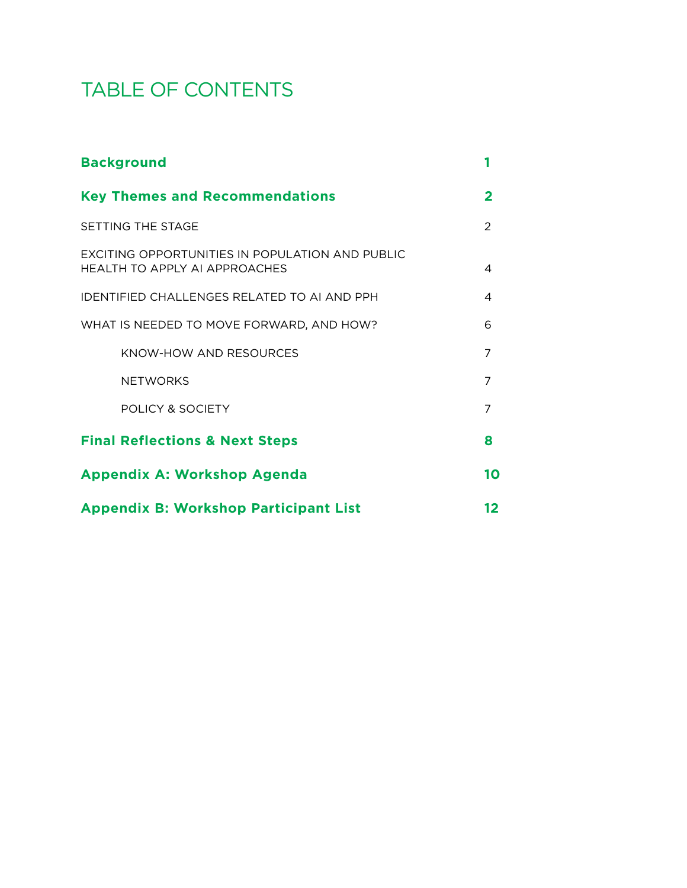# TABLE OF CONTENTS

| | |
|---|---|
| **Background** | **1** |
| **Key Themes and Recommendations** | **2** |
| SETTING THE STAGE | 2 |
| EXCITING OPPORTUNITIES IN POPULATION AND PUBLIC HEALTH TO APPLY AI APPROACHES | 4 |
| IDENTIFIED CHALLENGES RELATED TO AI AND PPH | 4 |
| WHAT IS NEEDED TO MOVE FORWARD, AND HOW? | 6 |
| KNOW-HOW AND RESOURCES | 7 |
| NETWORKS | 7 |
| POLICY & SOCIETY | 7 |
| **Final Reflections & Next Steps** | **8** |
| **Appendix A: Workshop Agenda** | **10** |
| **Appendix B: Workshop Participant List** | **12** |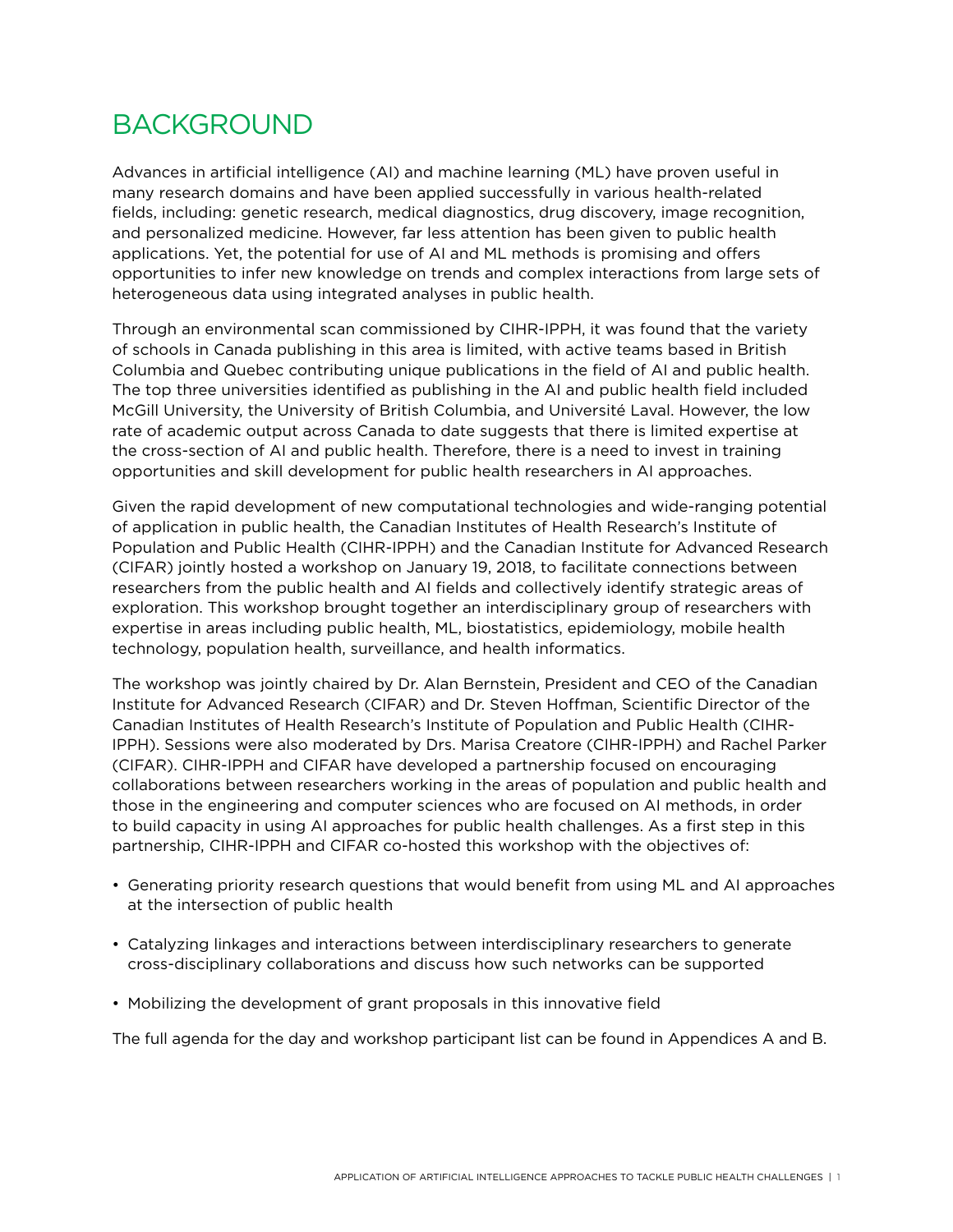# BACKGROUND

Advances in artificial intelligence (AI) and machine learning (ML) have proven useful in many research domains and have been applied successfully in various health-related fields, including: genetic research, medical diagnostics, drug discovery, image recognition, and personalized medicine. However, far less attention has been given to public health applications. Yet, the potential for use of AI and ML methods is promising and offers opportunities to infer new knowledge on trends and complex interactions from large sets of heterogeneous data using integrated analyses in public health.

Through an environmental scan commissioned by CIHR-IPPH, it was found that the variety of schools in Canada publishing in this area is limited, with active teams based in British Columbia and Quebec contributing unique publications in the field of AI and public health. The top three universities identified as publishing in the AI and public health field included McGill University, the University of British Columbia, and Université Laval. However, the low rate of academic output across Canada to date suggests that there is limited expertise at the cross-section of AI and public health. Therefore, there is a need to invest in training opportunities and skill development for public health researchers in AI approaches.

Given the rapid development of new computational technologies and wide-ranging potential of application in public health, the Canadian Institutes of Health Research's Institute of Population and Public Health (CIHR-IPPH) and the Canadian Institute for Advanced Research (CIFAR) jointly hosted a workshop on January 19, 2018, to facilitate connections between researchers from the public health and AI fields and collectively identify strategic areas of exploration. This workshop brought together an interdisciplinary group of researchers with expertise in areas including public health, ML, biostatistics, epidemiology, mobile health technology, population health, surveillance, and health informatics.

The workshop was jointly chaired by Dr. Alan Bernstein, President and CEO of the Canadian Institute for Advanced Research (CIFAR) and Dr. Steven Hoffman, Scientific Director of the Canadian Institutes of Health Research's Institute of Population and Public Health (CIHR-IPPH). Sessions were also moderated by Drs. Marisa Creatore (CIHR-IPPH) and Rachel Parker (CIFAR). CIHR-IPPH and CIFAR have developed a partnership focused on encouraging collaborations between researchers working in the areas of population and public health and those in the engineering and computer sciences who are focused on AI methods, in order to build capacity in using AI approaches for public health challenges. As a first step in this partnership, CIHR-IPPH and CIFAR co-hosted this workshop with the objectives of:

- Generating priority research questions that would benefit from using ML and AI approaches at the intersection of public health
- Catalyzing linkages and interactions between interdisciplinary researchers to generate cross-disciplinary collaborations and discuss how such networks can be supported
- Mobilizing the development of grant proposals in this innovative field

The full agenda for the day and workshop participant list can be found in Appendices A and B.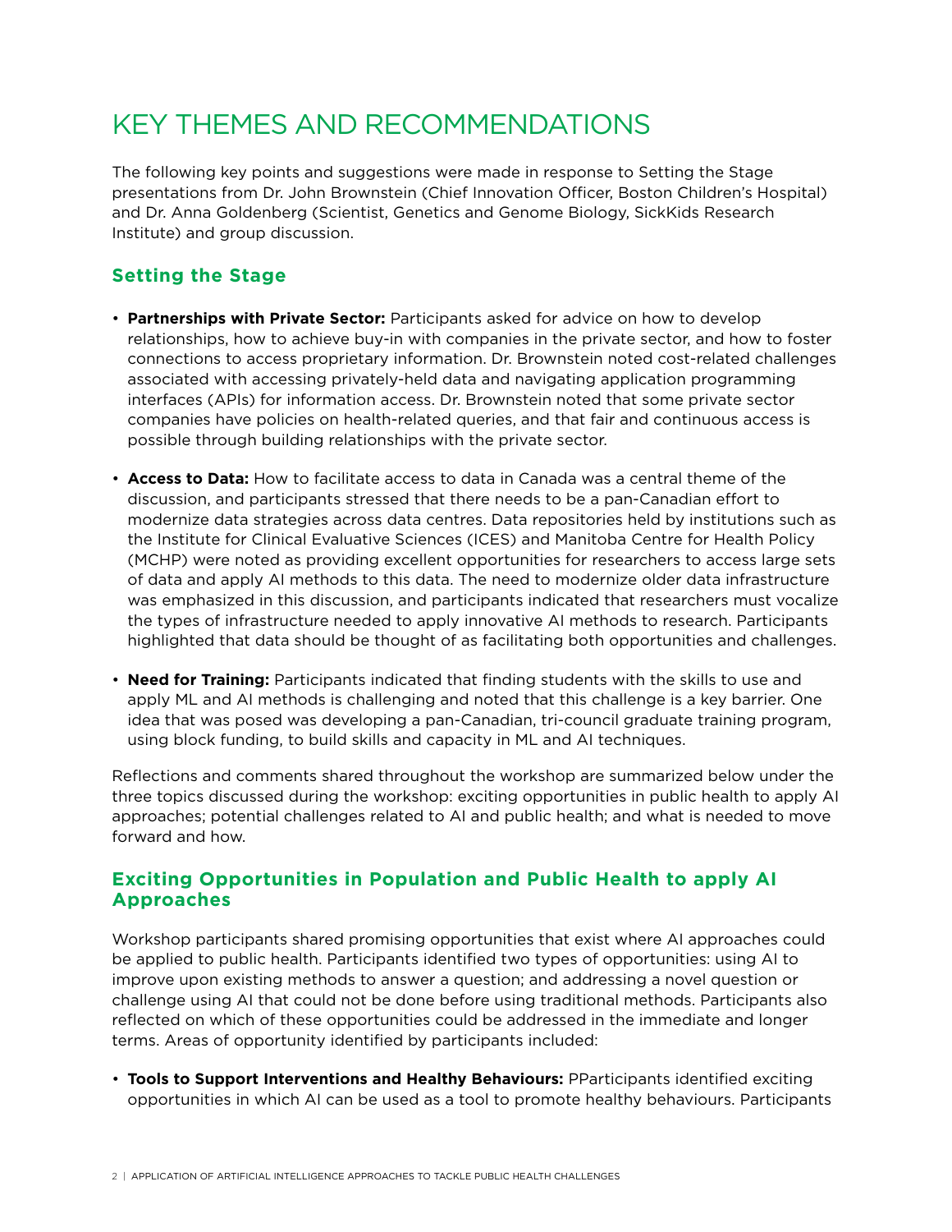# KEY THEMES AND RECOMMENDATIONS

The following key points and suggestions were made in response to Setting the Stage presentations from Dr. John Brownstein (Chief Innovation Officer, Boston Children's Hospital) and Dr. Anna Goldenberg (Scientist, Genetics and Genome Biology, SickKids Research Institute) and group discussion.

## Setting the Stage

- **Partnerships with Private Sector:** Participants asked for advice on how to develop relationships, how to achieve buy-in with companies in the private sector, and how to foster connections to access proprietary information. Dr. Brownstein noted cost-related challenges associated with accessing privately-held data and navigating application programming interfaces (APIs) for information access. Dr. Brownstein noted that some private sector companies have policies on health-related queries, and that fair and continuous access is possible through building relationships with the private sector.
- **Access to Data:** How to facilitate access to data in Canada was a central theme of the discussion, and participants stressed that there needs to be a pan-Canadian effort to modernize data strategies across data centres. Data repositories held by institutions such as the Institute for Clinical Evaluative Sciences (ICES) and Manitoba Centre for Health Policy (MCHP) were noted as providing excellent opportunities for researchers to access large sets of data and apply AI methods to this data. The need to modernize older data infrastructure was emphasized in this discussion, and participants indicated that researchers must vocalize the types of infrastructure needed to apply innovative AI methods to research. Participants highlighted that data should be thought of as facilitating both opportunities and challenges.
- **Need for Training:** Participants indicated that finding students with the skills to use and apply ML and AI methods is challenging and noted that this challenge is a key barrier. One idea that was posed was developing a pan-Canadian, tri-council graduate training program, using block funding, to build skills and capacity in ML and AI techniques.

Reflections and comments shared throughout the workshop are summarized below under the three topics discussed during the workshop: exciting opportunities in public health to apply AI approaches; potential challenges related to AI and public health; and what is needed to move forward and how.

## Exciting Opportunities in Population and Public Health to apply AI Approaches

Workshop participants shared promising opportunities that exist where AI approaches could be applied to public health. Participants identified two types of opportunities: using AI to improve upon existing methods to answer a question; and addressing a novel question or challenge using AI that could not be done before using traditional methods. Participants also reflected on which of these opportunities could be addressed in the immediate and longer terms. Areas of opportunity identified by participants included:

- **Tools to Support Interventions and Healthy Behaviours:** PParticipants identified exciting opportunities in which AI can be used as a tool to promote healthy behaviours. Participants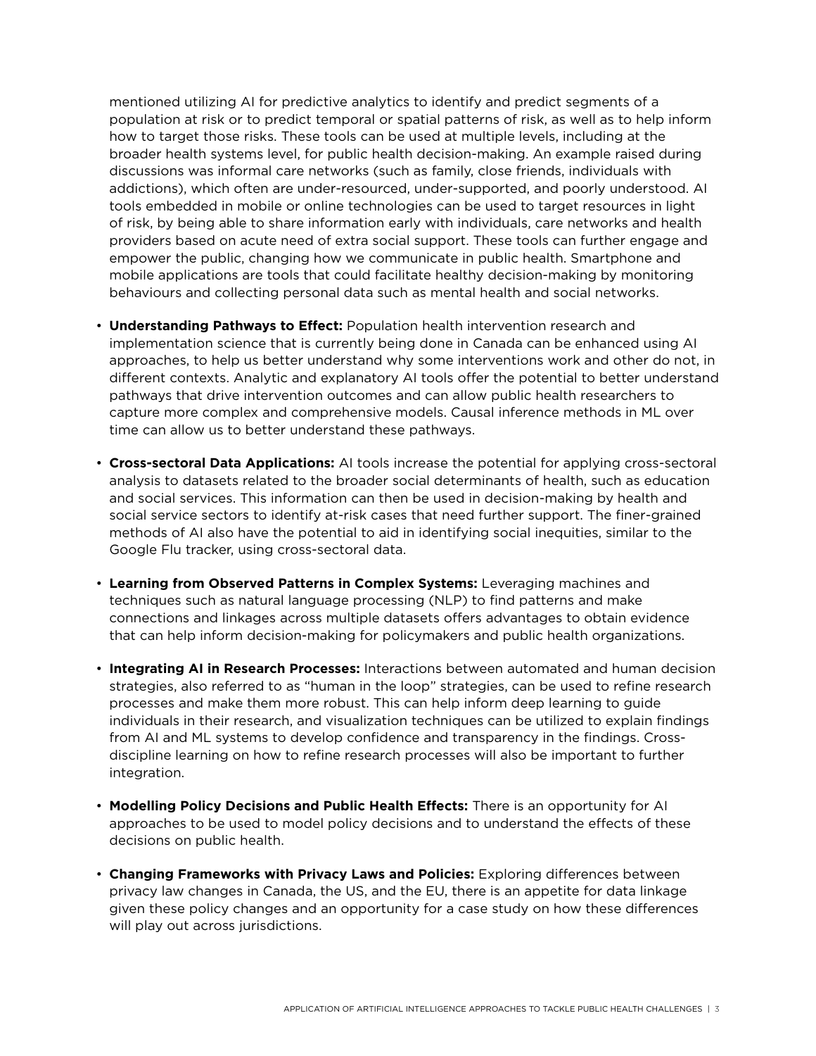mentioned utilizing AI for predictive analytics to identify and predict segments of a population at risk or to predict temporal or spatial patterns of risk, as well as to help inform how to target those risks. These tools can be used at multiple levels, including at the broader health systems level, for public health decision-making. An example raised during discussions was informal care networks (such as family, close friends, individuals with addictions), which often are under-resourced, under-supported, and poorly understood. AI tools embedded in mobile or online technologies can be used to target resources in light of risk, by being able to share information early with individuals, care networks and health providers based on acute need of extra social support. These tools can further engage and empower the public, changing how we communicate in public health. Smartphone and mobile applications are tools that could facilitate healthy decision-making by monitoring behaviours and collecting personal data such as mental health and social networks.

- **Understanding Pathways to Effect:** Population health intervention research and implementation science that is currently being done in Canada can be enhanced using AI approaches, to help us better understand why some interventions work and other do not, in different contexts. Analytic and explanatory AI tools offer the potential to better understand pathways that drive intervention outcomes and can allow public health researchers to capture more complex and comprehensive models. Causal inference methods in ML over time can allow us to better understand these pathways.

- **Cross-sectoral Data Applications:** AI tools increase the potential for applying cross-sectoral analysis to datasets related to the broader social determinants of health, such as education and social services. This information can then be used in decision-making by health and social service sectors to identify at-risk cases that need further support. The finer-grained methods of AI also have the potential to aid in identifying social inequities, similar to the Google Flu tracker, using cross-sectoral data.

- **Learning from Observed Patterns in Complex Systems:** Leveraging machines and techniques such as natural language processing (NLP) to find patterns and make connections and linkages across multiple datasets offers advantages to obtain evidence that can help inform decision-making for policymakers and public health organizations.

- **Integrating AI in Research Processes:** Interactions between automated and human decision strategies, also referred to as "human in the loop" strategies, can be used to refine research processes and make them more robust. This can help inform deep learning to guide individuals in their research, and visualization techniques can be utilized to explain findings from AI and ML systems to develop confidence and transparency in the findings. Cross-discipline learning on how to refine research processes will also be important to further integration.

- **Modelling Policy Decisions and Public Health Effects:** There is an opportunity for AI approaches to be used to model policy decisions and to understand the effects of these decisions on public health.

- **Changing Frameworks with Privacy Laws and Policies:** Exploring differences between privacy law changes in Canada, the US, and the EU, there is an appetite for data linkage given these policy changes and an opportunity for a case study on how these differences will play out across jurisdictions.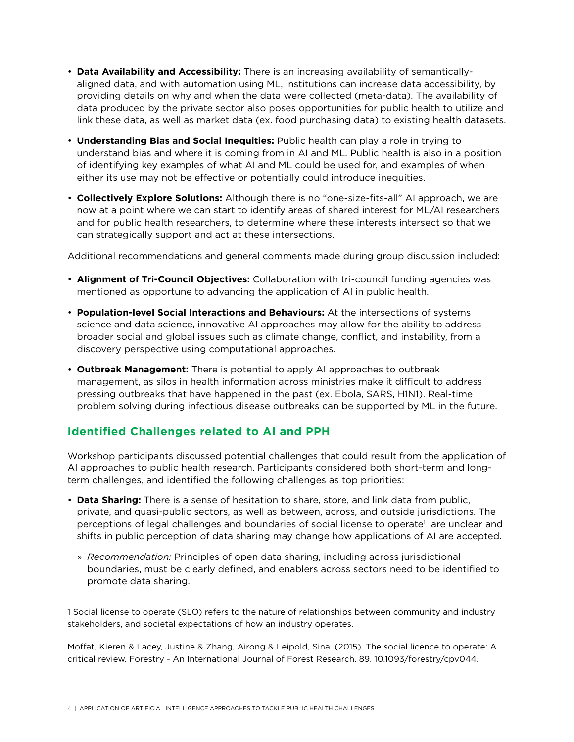- **Data Availability and Accessibility:** There is an increasing availability of semantically-aligned data, and with automation using ML, institutions can increase data accessibility, by providing details on why and when the data were collected (meta-data). The availability of data produced by the private sector also poses opportunities for public health to utilize and link these data, as well as market data (ex. food purchasing data) to existing health datasets.
- **Understanding Bias and Social Inequities:** Public health can play a role in trying to understand bias and where it is coming from in AI and ML. Public health is also in a position of identifying key examples of what AI and ML could be used for, and examples of when either its use may not be effective or potentially could introduce inequities.
- **Collectively Explore Solutions:** Although there is no "one-size-fits-all" AI approach, we are now at a point where we can start to identify areas of shared interest for ML/AI researchers and for public health researchers, to determine where these interests intersect so that we can strategically support and act at these intersections.

Additional recommendations and general comments made during group discussion included:

- **Alignment of Tri-Council Objectives:** Collaboration with tri-council funding agencies was mentioned as opportune to advancing the application of AI in public health.
- **Population-level Social Interactions and Behaviours:** At the intersections of systems science and data science, innovative AI approaches may allow for the ability to address broader social and global issues such as climate change, conflict, and instability, from a discovery perspective using computational approaches.
- **Outbreak Management:** There is potential to apply AI approaches to outbreak management, as silos in health information across ministries make it difficult to address pressing outbreaks that have happened in the past (ex. Ebola, SARS, H1N1). Real-time problem solving during infectious disease outbreaks can be supported by ML in the future.

## Identified Challenges related to AI and PPH

Workshop participants discussed potential challenges that could result from the application of AI approaches to public health research. Participants considered both short-term and long-term challenges, and identified the following challenges as top priorities:

- **Data Sharing:** There is a sense of hesitation to share, store, and link data from public, private, and quasi-public sectors, as well as between, across, and outside jurisdictions. The perceptions of legal challenges and boundaries of social license to operate[1] are unclear and shifts in public perception of data sharing may change how applications of AI are accepted.
  - *Recommendation:* Principles of open data sharing, including across jurisdictional boundaries, must be clearly defined, and enablers across sectors need to be identified to promote data sharing.

1 Social license to operate (SLO) refers to the nature of relationships between community and industry stakeholders, and societal expectations of how an industry operates.

Moffat, Kieren & Lacey, Justine & Zhang, Airong & Leipold, Sina. (2015). The social licence to operate: A critical review. Forestry - An International Journal of Forest Research. 89. 10.1093/forestry/cpv044.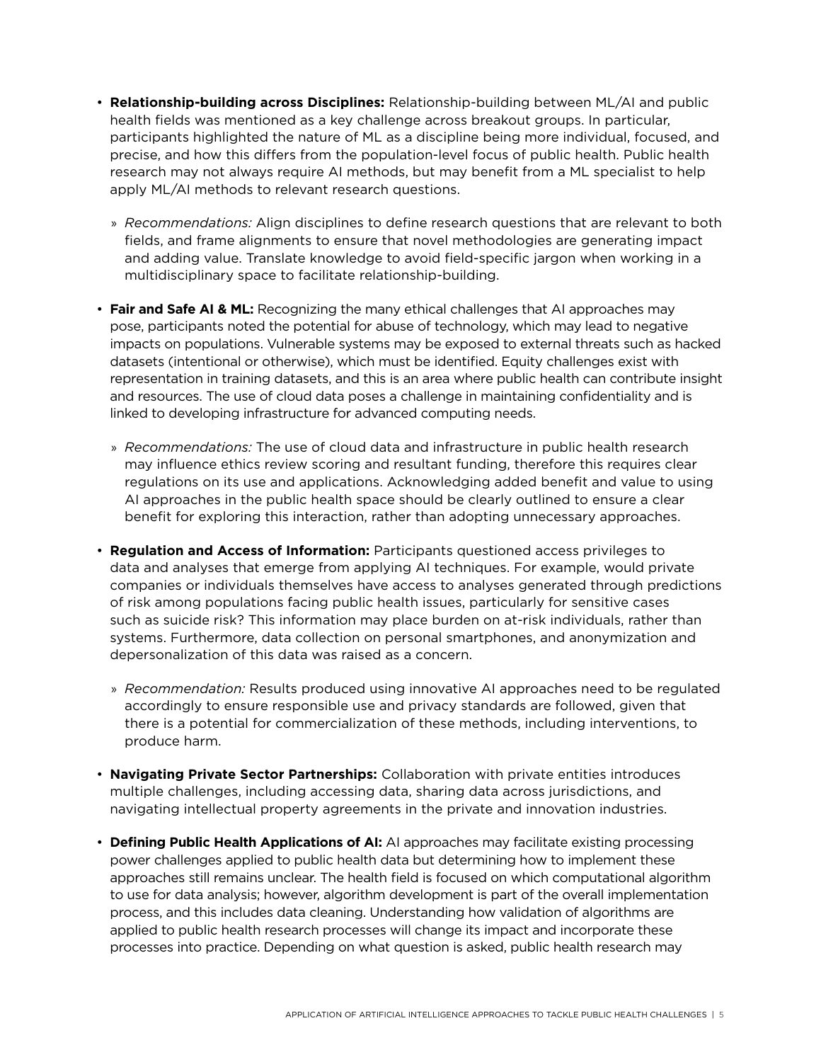- **Relationship-building across Disciplines:** Relationship-building between ML/AI and public health fields was mentioned as a key challenge across breakout groups. In particular, participants highlighted the nature of ML as a discipline being more individual, focused, and precise, and how this differs from the population-level focus of public health. Public health research may not always require AI methods, but may benefit from a ML specialist to help apply ML/AI methods to relevant research questions.
  - *Recommendations:* Align disciplines to define research questions that are relevant to both fields, and frame alignments to ensure that novel methodologies are generating impact and adding value. Translate knowledge to avoid field-specific jargon when working in a multidisciplinary space to facilitate relationship-building.
- **Fair and Safe AI & ML:** Recognizing the many ethical challenges that AI approaches may pose, participants noted the potential for abuse of technology, which may lead to negative impacts on populations. Vulnerable systems may be exposed to external threats such as hacked datasets (intentional or otherwise), which must be identified. Equity challenges exist with representation in training datasets, and this is an area where public health can contribute insight and resources. The use of cloud data poses a challenge in maintaining confidentiality and is linked to developing infrastructure for advanced computing needs.
  - *Recommendations:* The use of cloud data and infrastructure in public health research may influence ethics review scoring and resultant funding, therefore this requires clear regulations on its use and applications. Acknowledging added benefit and value to using AI approaches in the public health space should be clearly outlined to ensure a clear benefit for exploring this interaction, rather than adopting unnecessary approaches.
- **Regulation and Access of Information:** Participants questioned access privileges to data and analyses that emerge from applying AI techniques. For example, would private companies or individuals themselves have access to analyses generated through predictions of risk among populations facing public health issues, particularly for sensitive cases such as suicide risk? This information may place burden on at-risk individuals, rather than systems. Furthermore, data collection on personal smartphones, and anonymization and depersonalization of this data was raised as a concern.
  - *Recommendation:* Results produced using innovative AI approaches need to be regulated accordingly to ensure responsible use and privacy standards are followed, given that there is a potential for commercialization of these methods, including interventions, to produce harm.
- **Navigating Private Sector Partnerships:** Collaboration with private entities introduces multiple challenges, including accessing data, sharing data across jurisdictions, and navigating intellectual property agreements in the private and innovation industries.
- **Defining Public Health Applications of AI:** AI approaches may facilitate existing processing power challenges applied to public health data but determining how to implement these approaches still remains unclear. The health field is focused on which computational algorithm to use for data analysis; however, algorithm development is part of the overall implementation process, and this includes data cleaning. Understanding how validation of algorithms are applied to public health research processes will change its impact and incorporate these processes into practice. Depending on what question is asked, public health research may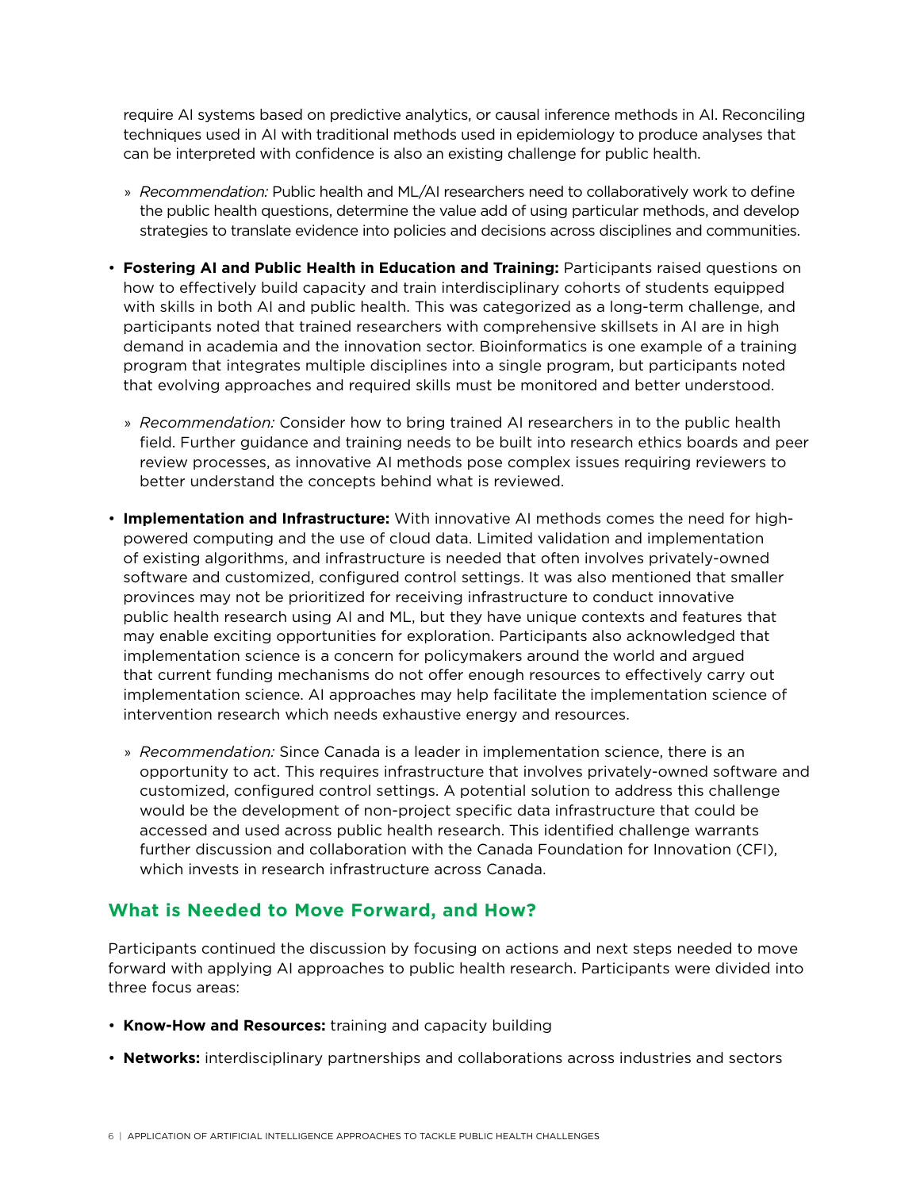require AI systems based on predictive analytics, or causal inference methods in AI. Reconciling techniques used in AI with traditional methods used in epidemiology to produce analyses that can be interpreted with confidence is also an existing challenge for public health.

  » *Recommendation:* Public health and ML/AI researchers need to collaboratively work to define the public health questions, determine the value add of using particular methods, and develop strategies to translate evidence into policies and decisions across disciplines and communities.

- **Fostering AI and Public Health in Education and Training:** Participants raised questions on how to effectively build capacity and train interdisciplinary cohorts of students equipped with skills in both AI and public health. This was categorized as a long-term challenge, and participants noted that trained researchers with comprehensive skillsets in AI are in high demand in academia and the innovation sector. Bioinformatics is one example of a training program that integrates multiple disciplines into a single program, but participants noted that evolving approaches and required skills must be monitored and better understood.

  » *Recommendation:* Consider how to bring trained AI researchers in to the public health field. Further guidance and training needs to be built into research ethics boards and peer review processes, as innovative AI methods pose complex issues requiring reviewers to better understand the concepts behind what is reviewed.

- **Implementation and Infrastructure:** With innovative AI methods comes the need for high-powered computing and the use of cloud data. Limited validation and implementation of existing algorithms, and infrastructure is needed that often involves privately-owned software and customized, configured control settings. It was also mentioned that smaller provinces may not be prioritized for receiving infrastructure to conduct innovative public health research using AI and ML, but they have unique contexts and features that may enable exciting opportunities for exploration. Participants also acknowledged that implementation science is a concern for policymakers around the world and argued that current funding mechanisms do not offer enough resources to effectively carry out implementation science. AI approaches may help facilitate the implementation science of intervention research which needs exhaustive energy and resources.

  » *Recommendation:* Since Canada is a leader in implementation science, there is an opportunity to act. This requires infrastructure that involves privately-owned software and customized, configured control settings. A potential solution to address this challenge would be the development of non-project specific data infrastructure that could be accessed and used across public health research. This identified challenge warrants further discussion and collaboration with the Canada Foundation for Innovation (CFI), which invests in research infrastructure across Canada.

## What is Needed to Move Forward, and How?

Participants continued the discussion by focusing on actions and next steps needed to move forward with applying AI approaches to public health research. Participants were divided into three focus areas:

- **Know-How and Resources:** training and capacity building
- **Networks:** interdisciplinary partnerships and collaborations across industries and sectors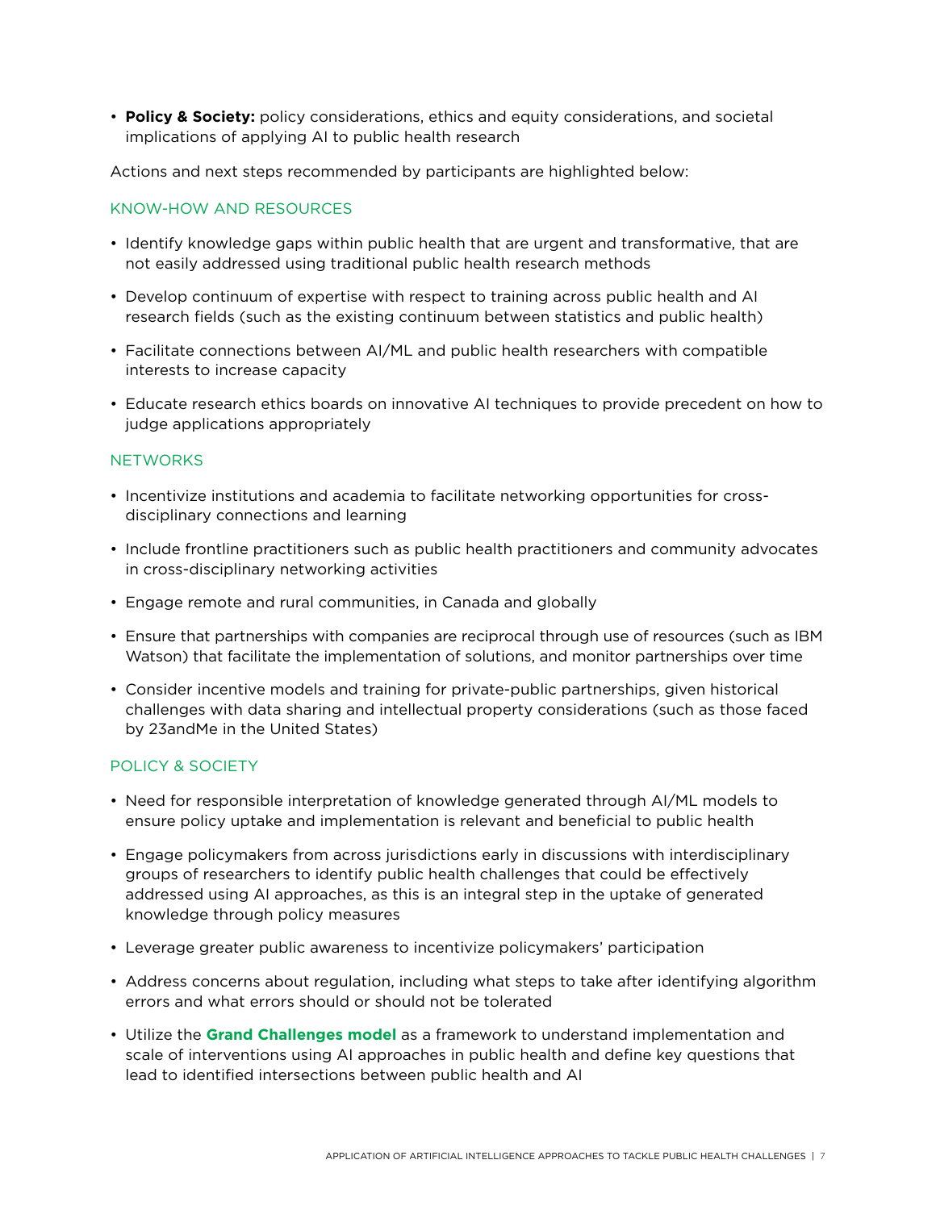- **Policy & Society:** policy considerations, ethics and equity considerations, and societal implications of applying AI to public health research

Actions and next steps recommended by participants are highlighted below:

### KNOW-HOW AND RESOURCES

- Identify knowledge gaps within public health that are urgent and transformative, that are not easily addressed using traditional public health research methods
- Develop continuum of expertise with respect to training across public health and AI research fields (such as the existing continuum between statistics and public health)
- Facilitate connections between AI/ML and public health researchers with compatible interests to increase capacity
- Educate research ethics boards on innovative AI techniques to provide precedent on how to judge applications appropriately

### NETWORKS

- Incentivize institutions and academia to facilitate networking opportunities for cross-disciplinary connections and learning
- Include frontline practitioners such as public health practitioners and community advocates in cross-disciplinary networking activities
- Engage remote and rural communities, in Canada and globally
- Ensure that partnerships with companies are reciprocal through use of resources (such as IBM Watson) that facilitate the implementation of solutions, and monitor partnerships over time
- Consider incentive models and training for private-public partnerships, given historical challenges with data sharing and intellectual property considerations (such as those faced by 23andMe in the United States)

### POLICY & SOCIETY

- Need for responsible interpretation of knowledge generated through AI/ML models to ensure policy uptake and implementation is relevant and beneficial to public health
- Engage policymakers from across jurisdictions early in discussions with interdisciplinary groups of researchers to identify public health challenges that could be effectively addressed using AI approaches, as this is an integral step in the uptake of generated knowledge through policy measures
- Leverage greater public awareness to incentivize policymakers' participation
- Address concerns about regulation, including what steps to take after identifying algorithm errors and what errors should or should not be tolerated
- Utilize the **Grand Challenges model** as a framework to understand implementation and scale of interventions using AI approaches in public health and define key questions that lead to identified intersections between public health and AI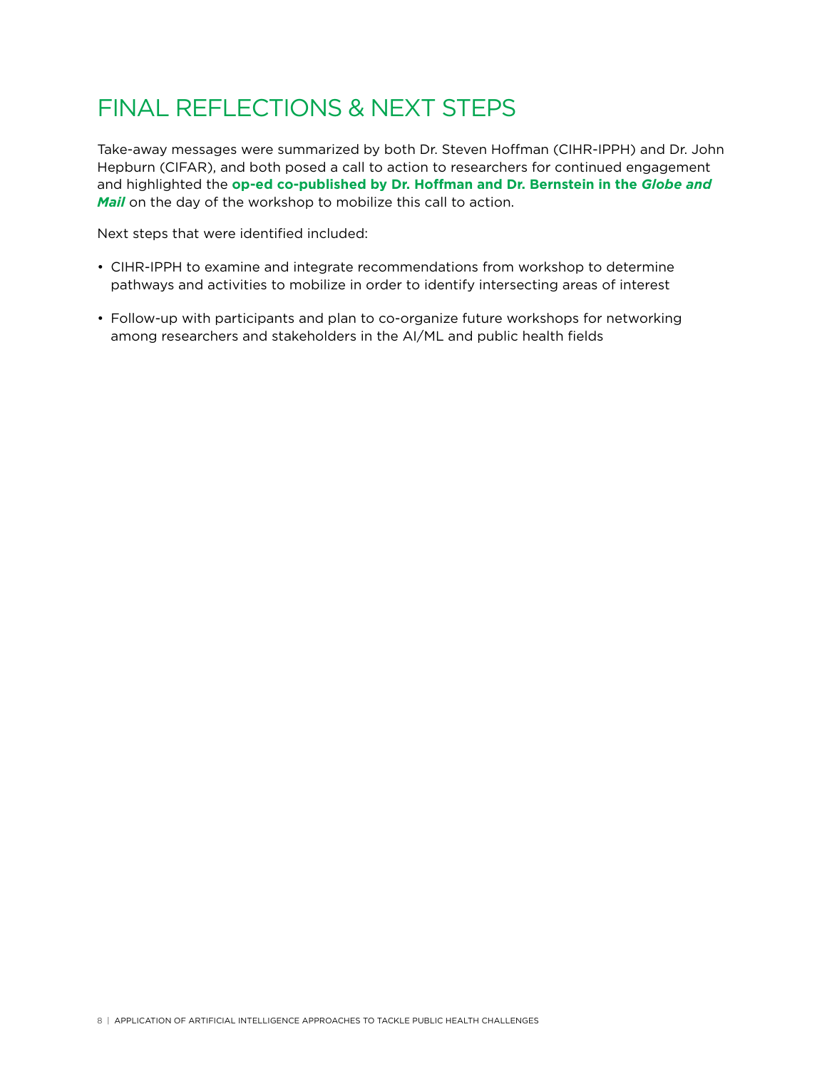# FINAL REFLECTIONS & NEXT STEPS

Take-away messages were summarized by both Dr. Steven Hoffman (CIHR-IPPH) and Dr. John Hepburn (CIFAR), and both posed a call to action to researchers for continued engagement and highlighted the **op-ed co-published by Dr. Hoffman and Dr. Bernstein in the *Globe and Mail*** on the day of the workshop to mobilize this call to action.

Next steps that were identified included:

- CIHR-IPPH to examine and integrate recommendations from workshop to determine pathways and activities to mobilize in order to identify intersecting areas of interest
- Follow-up with participants and plan to co-organize future workshops for networking among researchers and stakeholders in the AI/ML and public health fields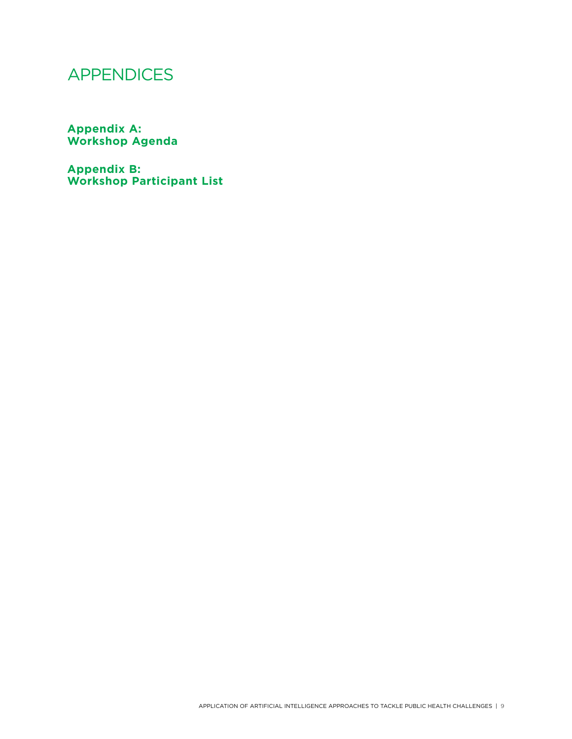# APPENDICES

**Appendix A:**
**Workshop Agenda**

**Appendix B:**
**Workshop Participant List**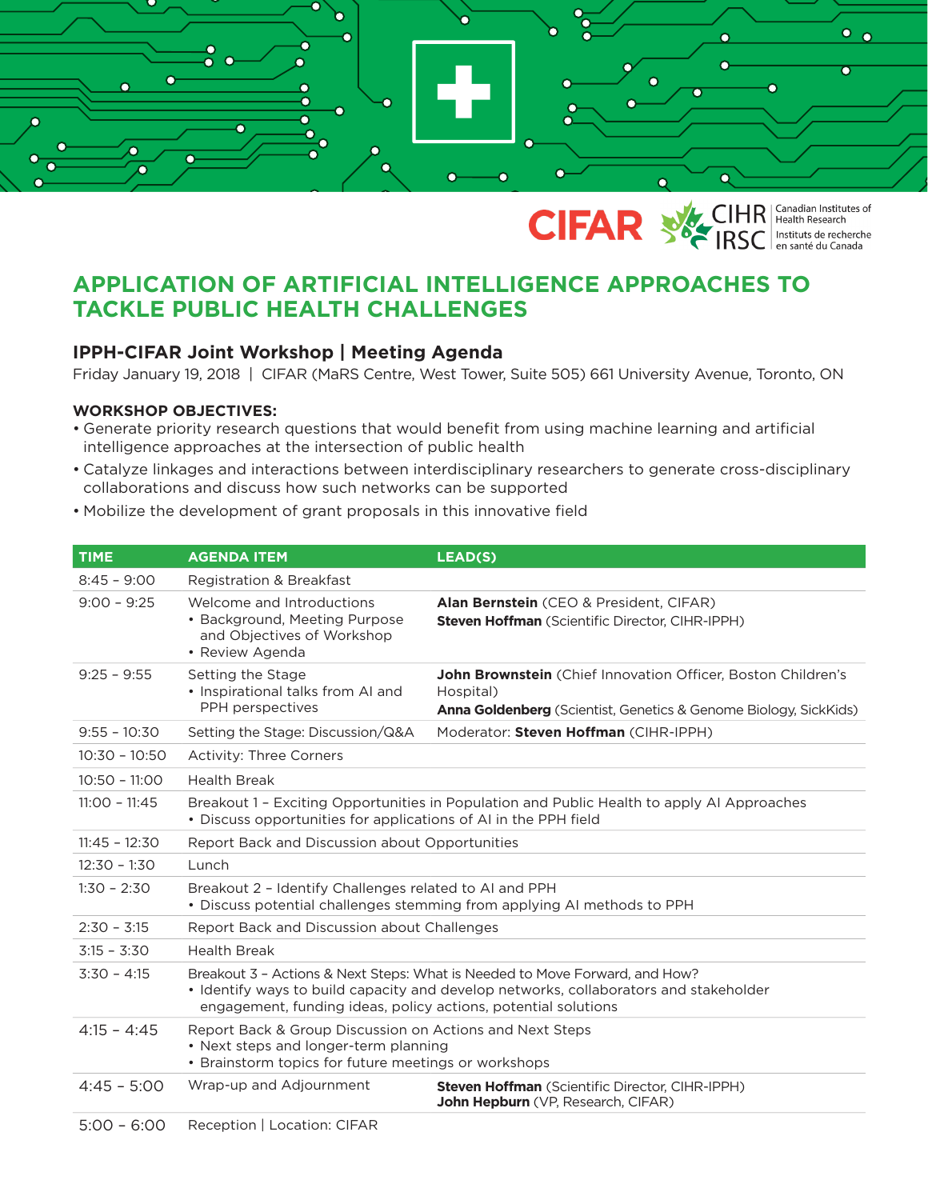CIFAR | CIHR IRSC — Canadian Institutes of Health Research / Instituts de recherche en santé du Canada

# APPLICATION OF ARTIFICIAL INTELLIGENCE APPROACHES TO TACKLE PUBLIC HEALTH CHALLENGES

## IPPH-CIFAR Joint Workshop | Meeting Agenda

Friday January 19, 2018 | CIFAR (MaRS Centre, West Tower, Suite 505) 661 University Avenue, Toronto, ON

**WORKSHOP OBJECTIVES:**

- Generate priority research questions that would benefit from using machine learning and artificial intelligence approaches at the intersection of public health
- Catalyze linkages and interactions between interdisciplinary researchers to generate cross-disciplinary collaborations and discuss how such networks can be supported
- Mobilize the development of grant proposals in this innovative field

| TIME | AGENDA ITEM | LEAD(S) |
|---|---|---|
| 8:45 – 9:00 | Registration & Breakfast | |
| 9:00 – 9:25 | Welcome and Introductions<br>• Background, Meeting Purpose and Objectives of Workshop<br>• Review Agenda | **Alan Bernstein** (CEO & President, CIFAR)<br>**Steven Hoffman** (Scientific Director, CIHR-IPPH) |
| 9:25 – 9:55 | Setting the Stage<br>• Inspirational talks from AI and PPH perspectives | **John Brownstein** (Chief Innovation Officer, Boston Children's Hospital)<br>**Anna Goldenberg** (Scientist, Genetics & Genome Biology, SickKids) |
| 9:55 – 10:30 | Setting the Stage: Discussion/Q&A | Moderator: **Steven Hoffman** (CIHR-IPPH) |
| 10:30 – 10:50 | Activity: Three Corners | |
| 10:50 – 11:00 | Health Break | |
| 11:00 – 11:45 | Breakout 1 – Exciting Opportunities in Population and Public Health to apply AI Approaches<br>• Discuss opportunities for applications of AI in the PPH field | |
| 11:45 – 12:30 | Report Back and Discussion about Opportunities | |
| 12:30 – 1:30 | Lunch | |
| 1:30 – 2:30 | Breakout 2 – Identify Challenges related to AI and PPH<br>• Discuss potential challenges stemming from applying AI methods to PPH | |
| 2:30 – 3:15 | Report Back and Discussion about Challenges | |
| 3:15 – 3:30 | Health Break | |
| 3:30 – 4:15 | Breakout 3 – Actions & Next Steps: What is Needed to Move Forward, and How?<br>• Identify ways to build capacity and develop networks, collaborators and stakeholder engagement, funding ideas, policy actions, potential solutions | |
| 4:15 – 4:45 | Report Back & Group Discussion on Actions and Next Steps<br>• Next steps and longer-term planning<br>• Brainstorm topics for future meetings or workshops | |
| 4:45 – 5:00 | Wrap-up and Adjournment | **Steven Hoffman** (Scientific Director, CIHR-IPPH)<br>**John Hepburn** (VP, Research, CIFAR) |
| 5:00 – 6:00 | Reception \| Location: CIFAR | |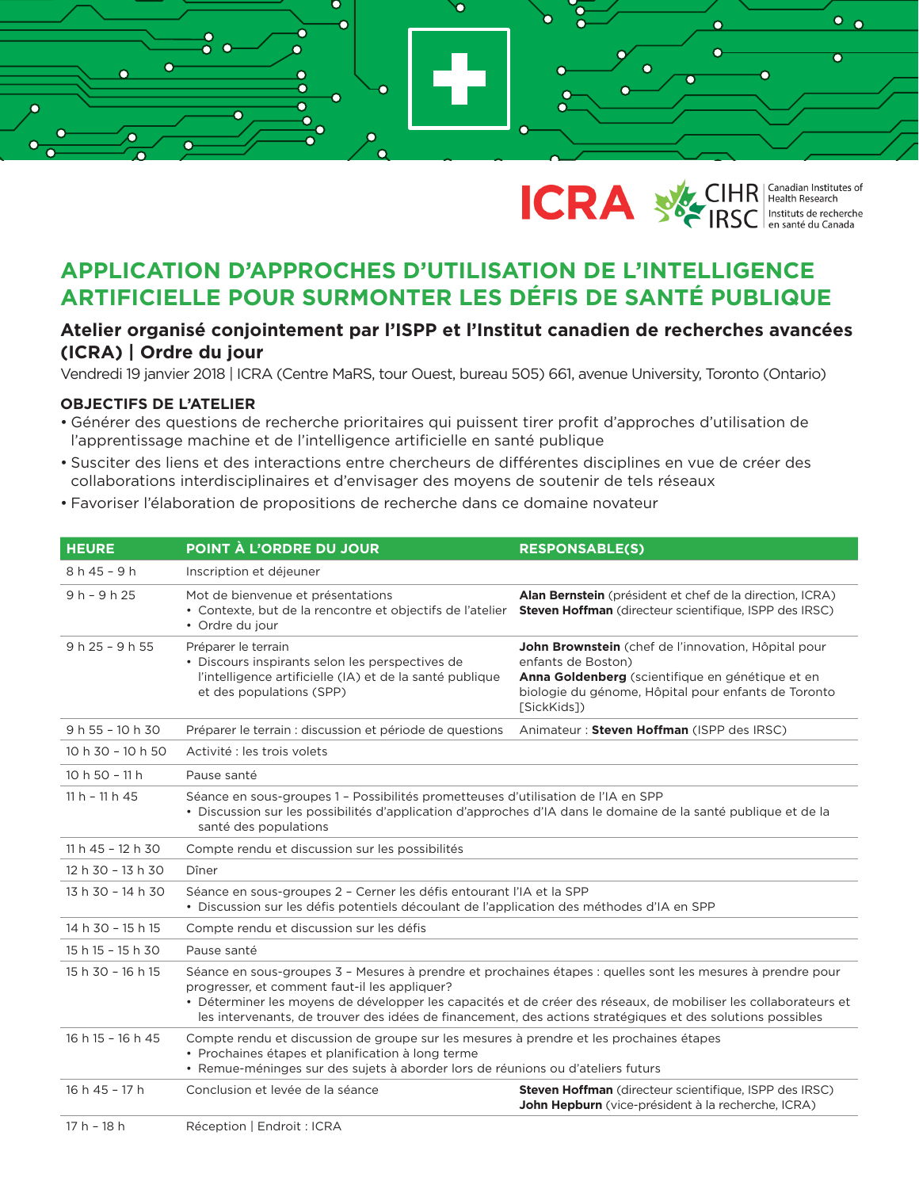ICRA | CIHR IRSC | Canadian Institutes of Health Research | Instituts de recherche en santé du Canada

# APPLICATION D'APPROCHES D'UTILISATION DE L'INTELLIGENCE ARTIFICIELLE POUR SURMONTER LES DÉFIS DE SANTÉ PUBLIQUE

## Atelier organisé conjointement par l'ISPP et l'Institut canadien de recherches avancées (ICRA) | Ordre du jour

Vendredi 19 janvier 2018 | ICRA (Centre MaRS, tour Ouest, bureau 505) 661, avenue University, Toronto (Ontario)

### OBJECTIFS DE L'ATELIER

- Générer des questions de recherche prioritaires qui puissent tirer profit d'approches d'utilisation de l'apprentissage machine et de l'intelligence artificielle en santé publique
- Susciter des liens et des interactions entre chercheurs de différentes disciplines en vue de créer des collaborations interdisciplinaires et d'envisager des moyens de soutenir de tels réseaux
- Favoriser l'élaboration de propositions de recherche dans ce domaine novateur

| HEURE | POINT À L'ORDRE DU JOUR | RESPONSABLE(S) |
|---|---|---|
| 8 h 45 – 9 h | Inscription et déjeuner | |
| 9 h – 9 h 25 | Mot de bienvenue et présentations<br>• Contexte, but de la rencontre et objectifs de l'atelier<br>• Ordre du jour | **Alan Bernstein** (président et chef de la direction, ICRA)<br>**Steven Hoffman** (directeur scientifique, ISPP des IRSC) |
| 9 h 25 – 9 h 55 | Préparer le terrain<br>• Discours inspirants selon les perspectives de l'intelligence artificielle (IA) et de la santé publique et des populations (SPP) | **John Brownstein** (chef de l'innovation, Hôpital pour enfants de Boston)<br>**Anna Goldenberg** (scientifique en génétique et en biologie du génome, Hôpital pour enfants de Toronto [SickKids]) |
| 9 h 55 – 10 h 30 | Préparer le terrain : discussion et période de questions | Animateur : **Steven Hoffman** (ISPP des IRSC) |
| 10 h 30 – 10 h 50 | Activité : les trois volets | |
| 10 h 50 – 11 h | Pause santé | |
| 11 h – 11 h 45 | Séance en sous-groupes 1 – Possibilités prometteuses d'utilisation de l'IA en SPP<br>• Discussion sur les possibilités d'application d'approches d'IA dans le domaine de la santé publique et de la santé des populations | |
| 11 h 45 – 12 h 30 | Compte rendu et discussion sur les possibilités | |
| 12 h 30 – 13 h 30 | Dîner | |
| 13 h 30 – 14 h 30 | Séance en sous-groupes 2 – Cerner les défis entourant l'IA et la SPP<br>• Discussion sur les défis potentiels découlant de l'application des méthodes d'IA en SPP | |
| 14 h 30 – 15 h 15 | Compte rendu et discussion sur les défis | |
| 15 h 15 – 15 h 30 | Pause santé | |
| 15 h 30 – 16 h 15 | Séance en sous-groupes 3 – Mesures à prendre et prochaines étapes : quelles sont les mesures à prendre pour progresser, et comment faut-il les appliquer?<br>• Déterminer les moyens de développer les capacités et de créer des réseaux, de mobiliser les collaborateurs et les intervenants, de trouver des idées de financement, des actions stratégiques et des solutions possibles | |
| 16 h 15 – 16 h 45 | Compte rendu et discussion de groupe sur les mesures à prendre et les prochaines étapes<br>• Prochaines étapes et planification à long terme<br>• Remue-méninges sur des sujets à aborder lors de réunions ou d'ateliers futurs | |
| 16 h 45 – 17 h | Conclusion et levée de la séance | **Steven Hoffman** (directeur scientifique, ISPP des IRSC)<br>**John Hepburn** (vice-président à la recherche, ICRA) |
| 17 h – 18 h | Réception \| Endroit : ICRA | |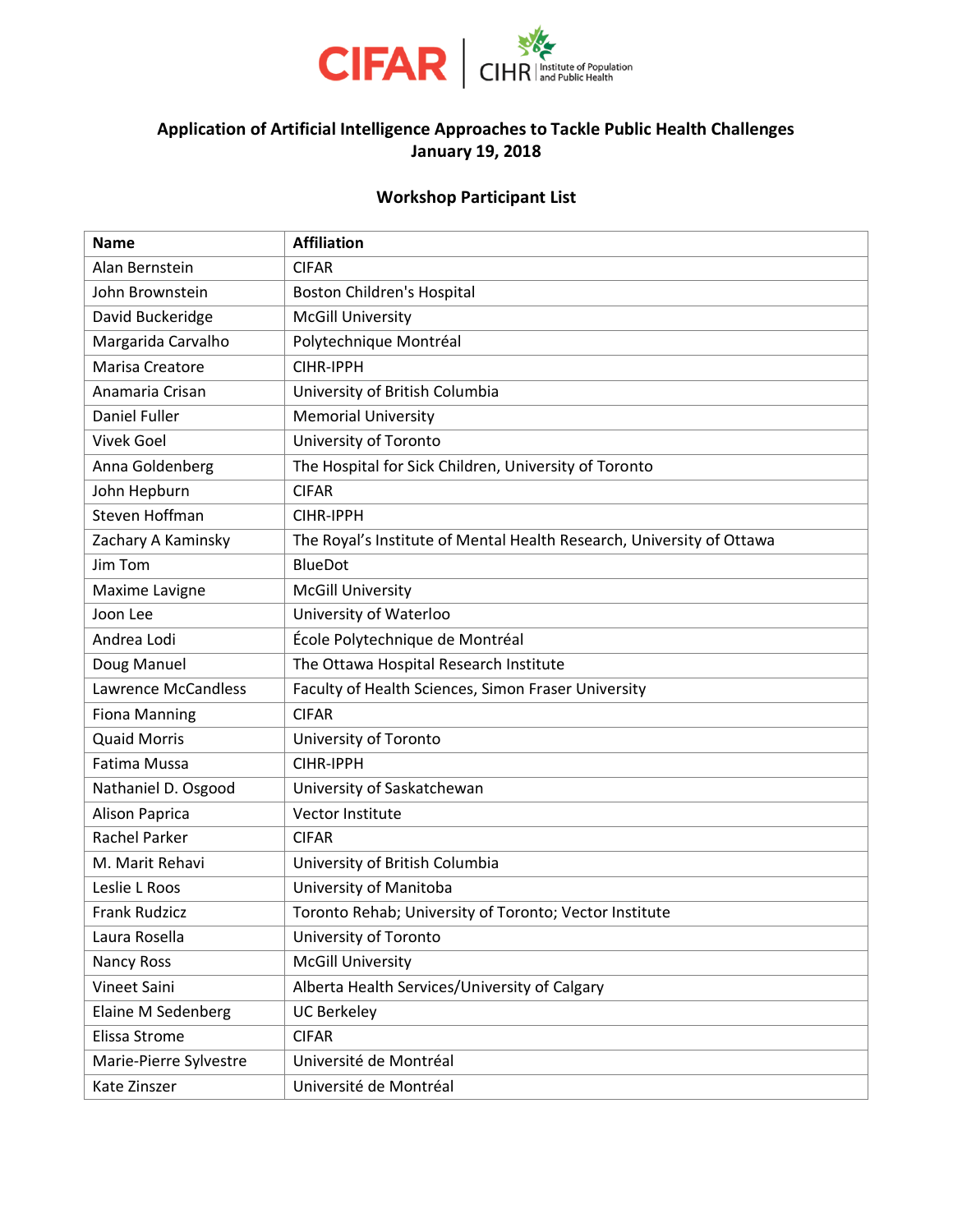**Application of Artificial Intelligence Approaches to Tackle Public Health Challenges**
**January 19, 2018**

**Workshop Participant List**

| Name | Affiliation |
|---|---|
| Alan Bernstein | CIFAR |
| John Brownstein | Boston Children's Hospital |
| David Buckeridge | McGill University |
| Margarida Carvalho | Polytechnique Montréal |
| Marisa Creatore | CIHR-IPPH |
| Anamaria Crisan | University of British Columbia |
| Daniel Fuller | Memorial University |
| Vivek Goel | University of Toronto |
| Anna Goldenberg | The Hospital for Sick Children, University of Toronto |
| John Hepburn | CIFAR |
| Steven Hoffman | CIHR-IPPH |
| Zachary A Kaminsky | The Royal's Institute of Mental Health Research, University of Ottawa |
| Jim Tom | BlueDot |
| Maxime Lavigne | McGill University |
| Joon Lee | University of Waterloo |
| Andrea Lodi | École Polytechnique de Montréal |
| Doug Manuel | The Ottawa Hospital Research Institute |
| Lawrence McCandless | Faculty of Health Sciences, Simon Fraser University |
| Fiona Manning | CIFAR |
| Quaid Morris | University of Toronto |
| Fatima Mussa | CIHR-IPPH |
| Nathaniel D. Osgood | University of Saskatchewan |
| Alison Paprica | Vector Institute |
| Rachel Parker | CIFAR |
| M. Marit Rehavi | University of British Columbia |
| Leslie L Roos | University of Manitoba |
| Frank Rudzicz | Toronto Rehab; University of Toronto; Vector Institute |
| Laura Rosella | University of Toronto |
| Nancy Ross | McGill University |
| Vineet Saini | Alberta Health Services/University of Calgary |
| Elaine M Sedenberg | UC Berkeley |
| Elissa Strome | CIFAR |
| Marie-Pierre Sylvestre | Université de Montréal |
| Kate Zinszer | Université de Montréal |